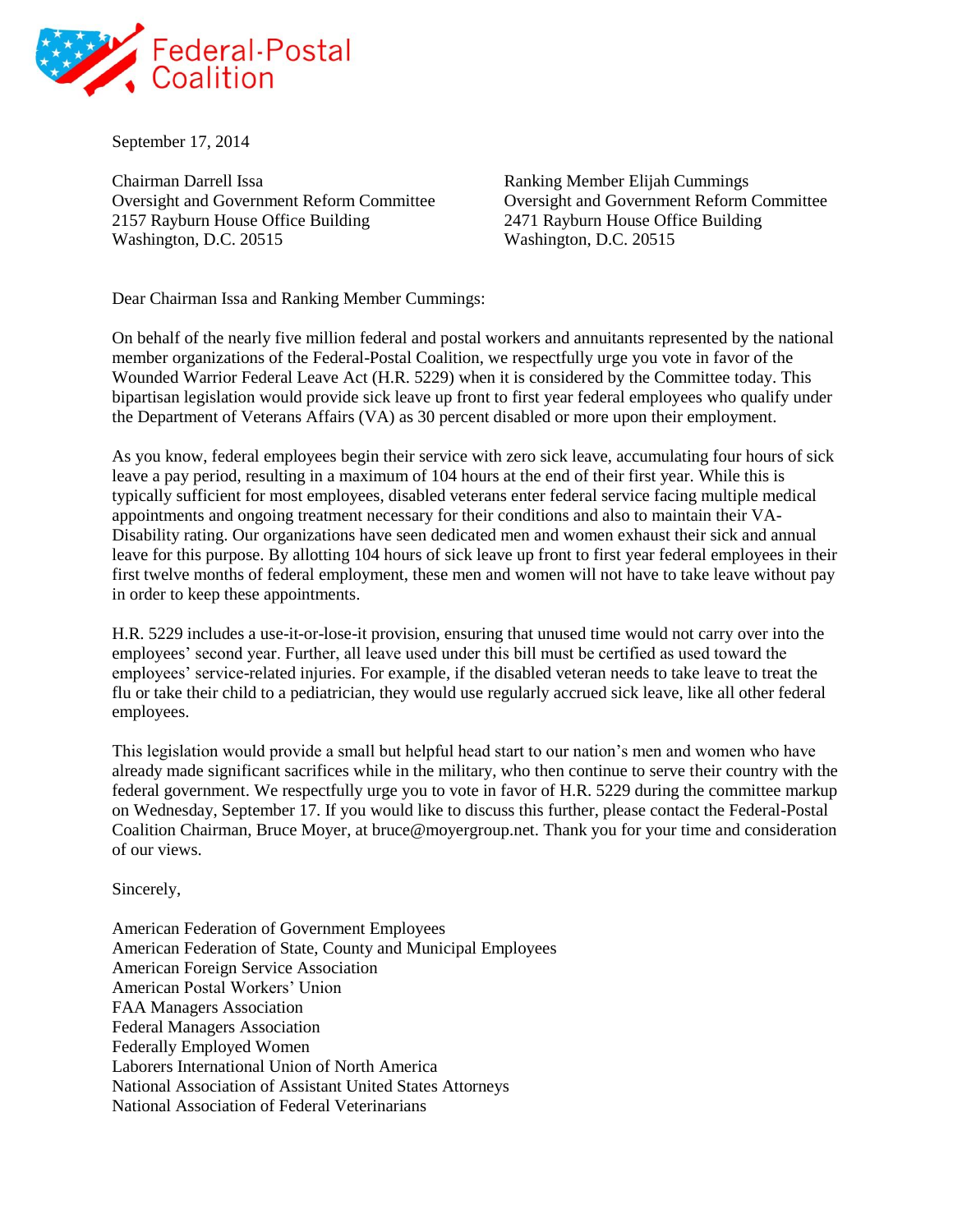Federal-Postal Coalition

September 17, 2014

Chairman Darrell Issa
Oversight and Government Reform Committee
2157 Rayburn House Office Building
Washington, D.C. 20515

Ranking Member Elijah Cummings
Oversight and Government Reform Committee
2471 Rayburn House Office Building
Washington, D.C. 20515

Dear Chairman Issa and Ranking Member Cummings:

On behalf of the nearly five million federal and postal workers and annuitants represented by the national member organizations of the Federal-Postal Coalition, we respectfully urge you vote in favor of the Wounded Warrior Federal Leave Act (H.R. 5229) when it is considered by the Committee today. This bipartisan legislation would provide sick leave up front to first year federal employees who qualify under the Department of Veterans Affairs (VA) as 30 percent disabled or more upon their employment.

As you know, federal employees begin their service with zero sick leave, accumulating four hours of sick leave a pay period, resulting in a maximum of 104 hours at the end of their first year. While this is typically sufficient for most employees, disabled veterans enter federal service facing multiple medical appointments and ongoing treatment necessary for their conditions and also to maintain their VA-Disability rating. Our organizations have seen dedicated men and women exhaust their sick and annual leave for this purpose. By allotting 104 hours of sick leave up front to first year federal employees in their first twelve months of federal employment, these men and women will not have to take leave without pay in order to keep these appointments.

H.R. 5229 includes a use-it-or-lose-it provision, ensuring that unused time would not carry over into the employees' second year. Further, all leave used under this bill must be certified as used toward the employees' service-related injuries. For example, if the disabled veteran needs to take leave to treat the flu or take their child to a pediatrician, they would use regularly accrued sick leave, like all other federal employees.

This legislation would provide a small but helpful head start to our nation's men and women who have already made significant sacrifices while in the military, who then continue to serve their country with the federal government. We respectfully urge you to vote in favor of H.R. 5229 during the committee markup on Wednesday, September 17. If you would like to discuss this further, please contact the Federal-Postal Coalition Chairman, Bruce Moyer, at bruce@moyergroup.net. Thank you for your time and consideration of our views.

Sincerely,

American Federation of Government Employees
American Federation of State, County and Municipal Employees
American Foreign Service Association
American Postal Workers' Union
FAA Managers Association
Federal Managers Association
Federally Employed Women
Laborers International Union of North America
National Association of Assistant United States Attorneys
National Association of Federal Veterinarians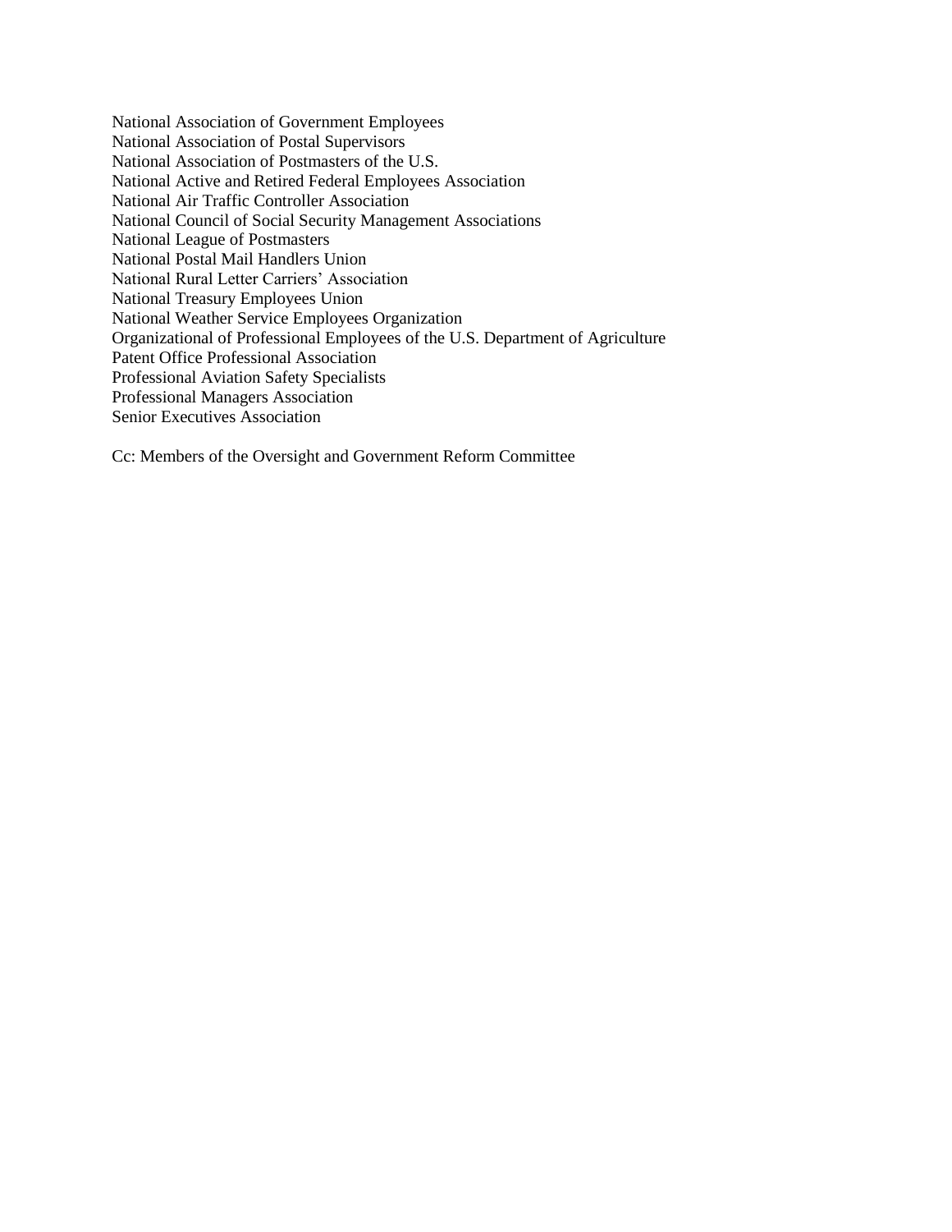National Association of Government Employees
National Association of Postal Supervisors
National Association of Postmasters of the U.S.
National Active and Retired Federal Employees Association
National Air Traffic Controller Association
National Council of Social Security Management Associations
National League of Postmasters
National Postal Mail Handlers Union
National Rural Letter Carriers' Association
National Treasury Employees Union
National Weather Service Employees Organization
Organizational of Professional Employees of the U.S. Department of Agriculture
Patent Office Professional Association
Professional Aviation Safety Specialists
Professional Managers Association
Senior Executives Association

Cc: Members of the Oversight and Government Reform Committee